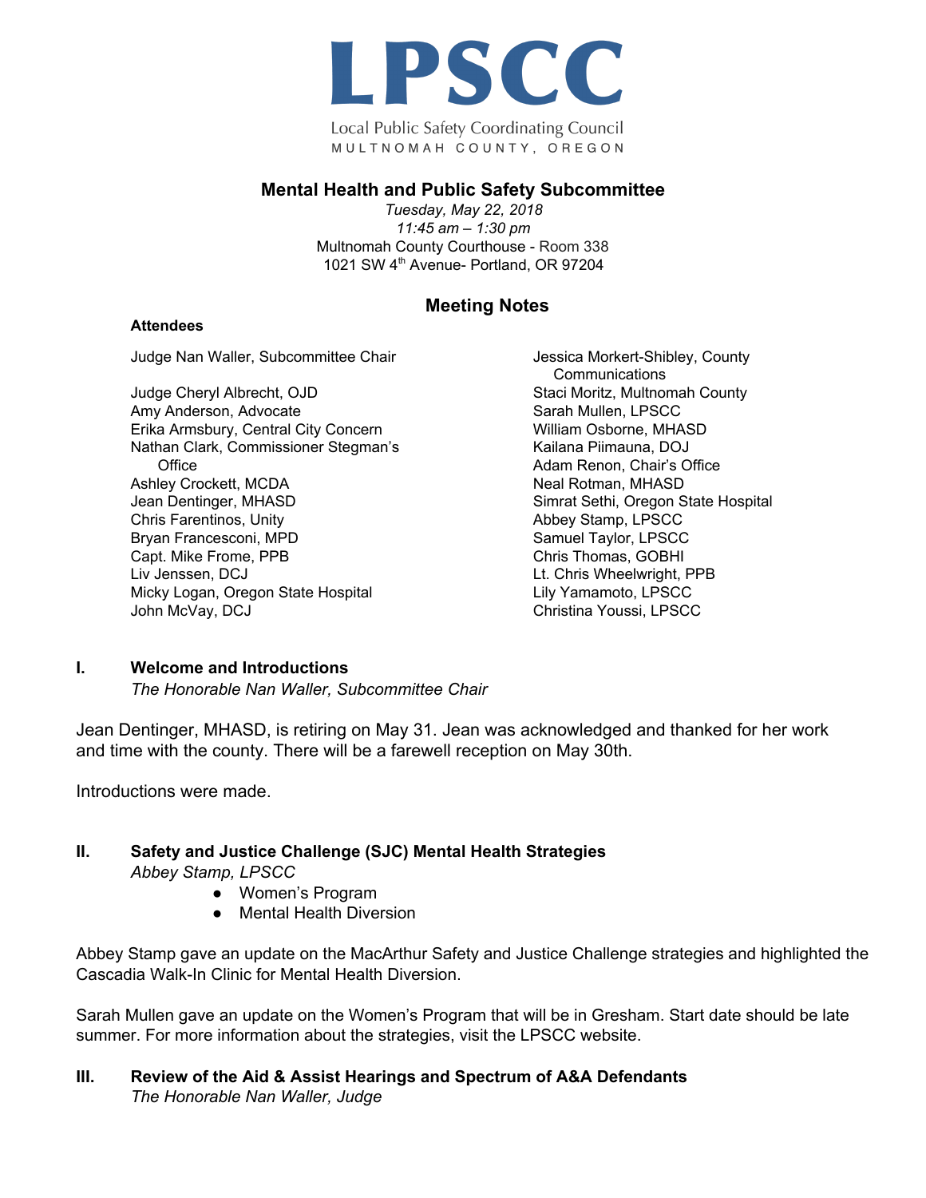# LPSCC

Local Public Safety Coordinating Council
MULTNOMAH COUNTY, OREGON

## Mental Health and Public Safety Subcommittee

*Tuesday, May 22, 2018*
*11:45 am – 1:30 pm*
Multnomah County Courthouse - Room 338
1021 SW 4th Avenue- Portland, OR 97204

## Meeting Notes

**Attendees**

Judge Nan Waller, Subcommittee Chair

Judge Cheryl Albrecht, OJD
Amy Anderson, Advocate
Erika Armsbury, Central City Concern
Nathan Clark, Commissioner Stegman's Office
Ashley Crockett, MCDA
Jean Dentinger, MHASD
Chris Farentinos, Unity
Bryan Francesconi, MPD
Capt. Mike Frome, PPB
Liv Jenssen, DCJ
Micky Logan, Oregon State Hospital
John McVay, DCJ
Jessica Morkert-Shibley, County Communications
Staci Moritz, Multnomah County
Sarah Mullen, LPSCC
William Osborne, MHASD
Kailana Piimauna, DOJ
Adam Renon, Chair's Office
Neal Rotman, MHASD
Simrat Sethi, Oregon State Hospital
Abbey Stamp, LPSCC
Samuel Taylor, LPSCC
Chris Thomas, GOBHI
Lt. Chris Wheelwright, PPB
Lily Yamamoto, LPSCC
Christina Youssi, LPSCC

### I. Welcome and Introductions
*The Honorable Nan Waller, Subcommittee Chair*

Jean Dentinger, MHASD, is retiring on May 31. Jean was acknowledged and thanked for her work and time with the county. There will be a farewell reception on May 30th.

Introductions were made.

### II. Safety and Justice Challenge (SJC) Mental Health Strategies
*Abbey Stamp, LPSCC*

- Women's Program
- Mental Health Diversion

Abbey Stamp gave an update on the MacArthur Safety and Justice Challenge strategies and highlighted the Cascadia Walk-In Clinic for Mental Health Diversion.

Sarah Mullen gave an update on the Women's Program that will be in Gresham. Start date should be late summer. For more information about the strategies, visit the LPSCC website.

### III. Review of the Aid & Assist Hearings and Spectrum of A&A Defendants
*The Honorable Nan Waller, Judge*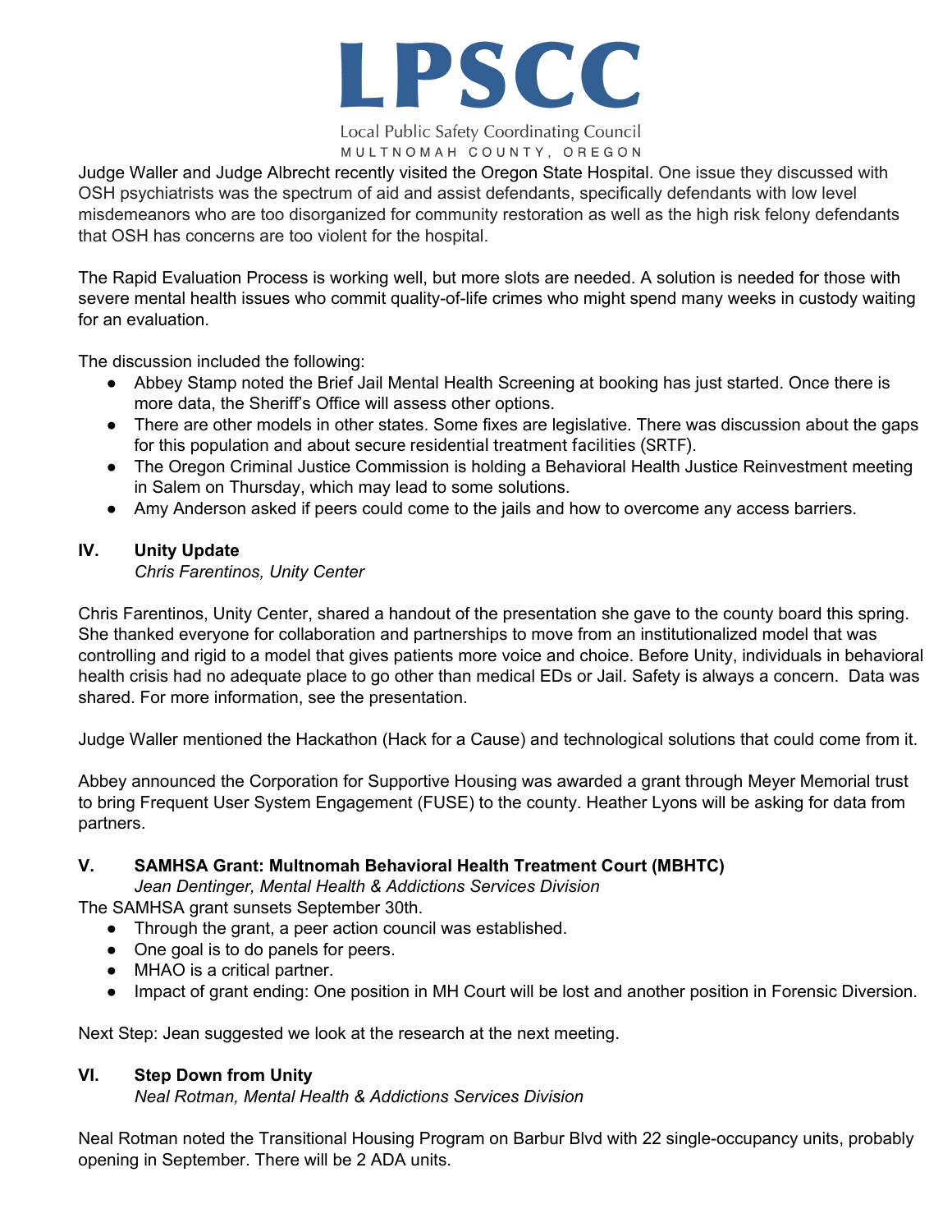Judge Waller and Judge Albrecht recently visited the Oregon State Hospital. One issue they discussed with OSH psychiatrists was the spectrum of aid and assist defendants, specifically defendants with low level misdemeanors who are too disorganized for community restoration as well as the high risk felony defendants that OSH has concerns are too violent for the hospital.

The Rapid Evaluation Process is working well, but more slots are needed. A solution is needed for those with severe mental health issues who commit quality-of-life crimes who might spend many weeks in custody waiting for an evaluation.

The discussion included the following:

- Abbey Stamp noted the Brief Jail Mental Health Screening at booking has just started. Once there is more data, the Sheriff's Office will assess other options.
- There are other models in other states. Some fixes are legislative. There was discussion about the gaps for this population and about secure residential treatment facilities (SRTF).
- The Oregon Criminal Justice Commission is holding a Behavioral Health Justice Reinvestment meeting in Salem on Thursday, which may lead to some solutions.
- Amy Anderson asked if peers could come to the jails and how to overcome any access barriers.

## IV. Unity Update

*Chris Farentinos, Unity Center*

Chris Farentinos, Unity Center, shared a handout of the presentation she gave to the county board this spring. She thanked everyone for collaboration and partnerships to move from an institutionalized model that was controlling and rigid to a model that gives patients more voice and choice. Before Unity, individuals in behavioral health crisis had no adequate place to go other than medical EDs or Jail. Safety is always a concern. Data was shared. For more information, see the presentation.

Judge Waller mentioned the Hackathon (Hack for a Cause) and technological solutions that could come from it.

Abbey announced the Corporation for Supportive Housing was awarded a grant through Meyer Memorial trust to bring Frequent User System Engagement (FUSE) to the county. Heather Lyons will be asking for data from partners.

## V. SAMHSA Grant: Multnomah Behavioral Health Treatment Court (MBHTC)

*Jean Dentinger, Mental Health & Addictions Services Division*

The SAMHSA grant sunsets September 30th.

- Through the grant, a peer action council was established.
- One goal is to do panels for peers.
- MHAO is a critical partner.
- Impact of grant ending: One position in MH Court will be lost and another position in Forensic Diversion.

Next Step: Jean suggested we look at the research at the next meeting.

## VI. Step Down from Unity

*Neal Rotman, Mental Health & Addictions Services Division*

Neal Rotman noted the Transitional Housing Program on Barbur Blvd with 22 single-occupancy units, probably opening in September. There will be 2 ADA units.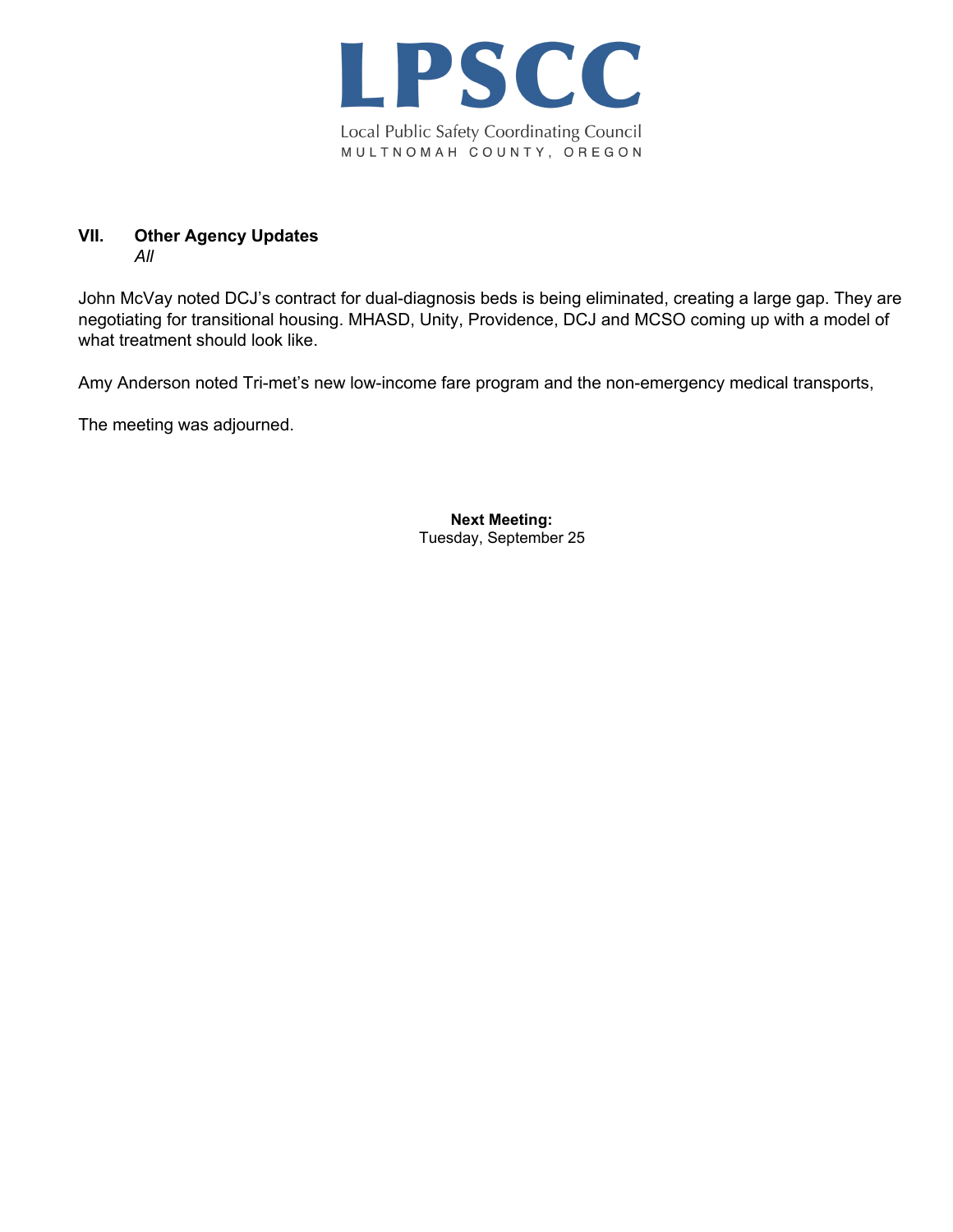## VII. Other Agency Updates

*All*

John McVay noted DCJ's contract for dual-diagnosis beds is being eliminated, creating a large gap. They are negotiating for transitional housing. MHASD, Unity, Providence, DCJ and MCSO coming up with a model of what treatment should look like.

Amy Anderson noted Tri-met's new low-income fare program and the non-emergency medical transports,

The meeting was adjourned.

**Next Meeting:**
Tuesday, September 25